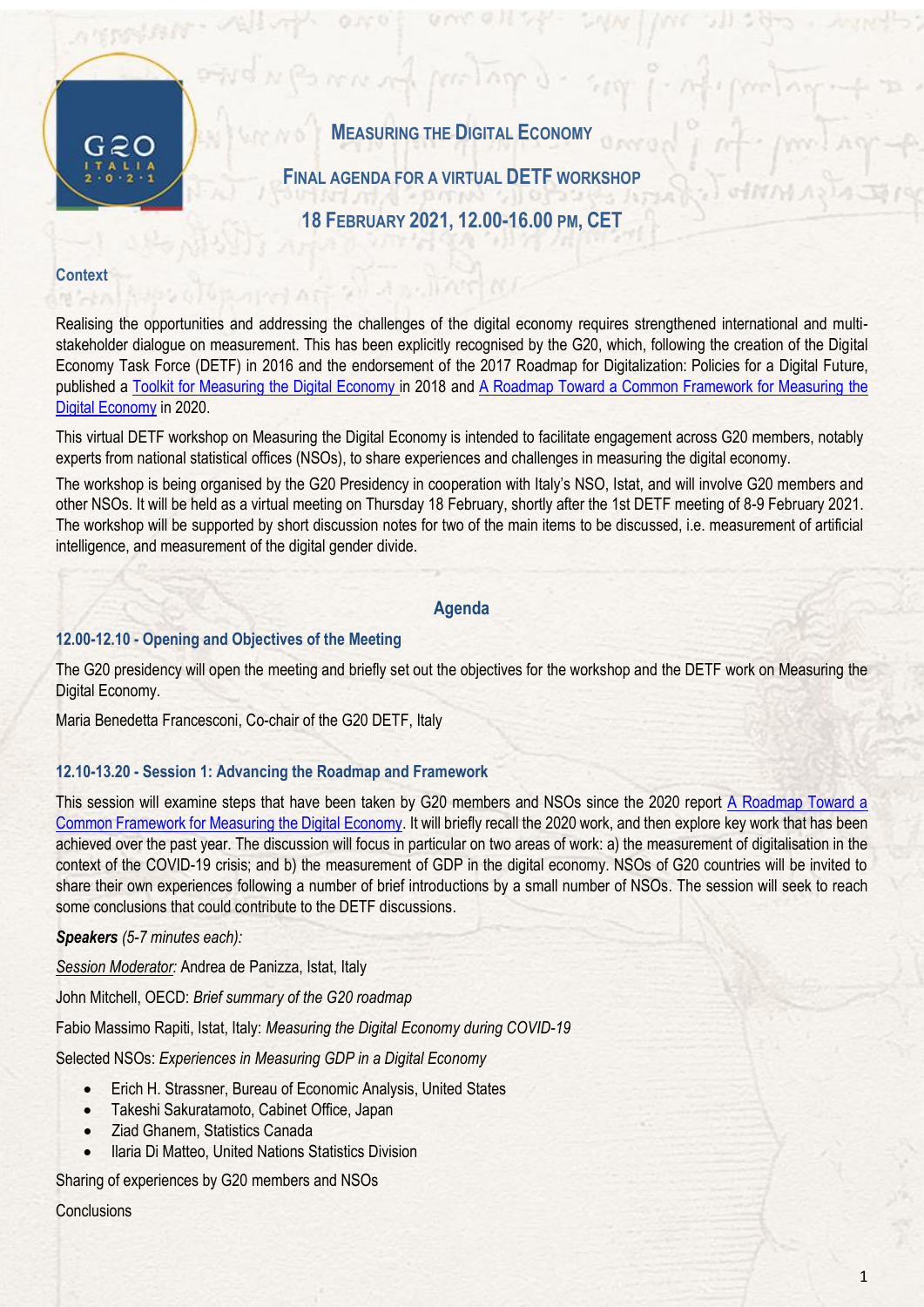# Measuring the Digital Economy

## Final Agenda for a Virtual DETF Workshop

## 18 February 2021, 12.00-16.00 PM, CET

### Context

Realising the opportunities and addressing the challenges of the digital economy requires strengthened international and multi-stakeholder dialogue on measurement. This has been explicitly recognised by the G20, which, following the creation of the Digital Economy Task Force (DETF) in 2016 and the endorsement of the 2017 Roadmap for Digitalization: Policies for a Digital Future, published a Toolkit for Measuring the Digital Economy in 2018 and A Roadmap Toward a Common Framework for Measuring the Digital Economy in 2020.

This virtual DETF workshop on Measuring the Digital Economy is intended to facilitate engagement across G20 members, notably experts from national statistical offices (NSOs), to share experiences and challenges in measuring the digital economy.

The workshop is being organised by the G20 Presidency in cooperation with Italy's NSO, Istat, and will involve G20 members and other NSOs. It will be held as a virtual meeting on Thursday 18 February, shortly after the 1st DETF meeting of 8-9 February 2021. The workshop will be supported by short discussion notes for two of the main items to be discussed, i.e. measurement of artificial intelligence, and measurement of the digital gender divide.

## Agenda

### 12.00-12.10 - Opening and Objectives of the Meeting

The G20 presidency will open the meeting and briefly set out the objectives for the workshop and the DETF work on Measuring the Digital Economy.

Maria Benedetta Francesconi, Co-chair of the G20 DETF, Italy

### 12.10-13.20 - Session 1: Advancing the Roadmap and Framework

This session will examine steps that have been taken by G20 members and NSOs since the 2020 report A Roadmap Toward a Common Framework for Measuring the Digital Economy. It will briefly recall the 2020 work, and then explore key work that has been achieved over the past year. The discussion will focus in particular on two areas of work: a) the measurement of digitalisation in the context of the COVID-19 crisis; and b) the measurement of GDP in the digital economy. NSOs of G20 countries will be invited to share their own experiences following a number of brief introductions by a small number of NSOs. The session will seek to reach some conclusions that could contribute to the DETF discussions.

***Speakers*** *(5-7 minutes each):*

*Session Moderator:* Andrea de Panizza, Istat, Italy

John Mitchell, OECD: *Brief summary of the G20 roadmap*

Fabio Massimo Rapiti, Istat, Italy: *Measuring the Digital Economy during COVID-19*

Selected NSOs: *Experiences in Measuring GDP in a Digital Economy*

- Erich H. Strassner, Bureau of Economic Analysis, United States
- Takeshi Sakuratamoto, Cabinet Office, Japan
- Ziad Ghanem, Statistics Canada
- Ilaria Di Matteo, United Nations Statistics Division

Sharing of experiences by G20 members and NSOs

Conclusions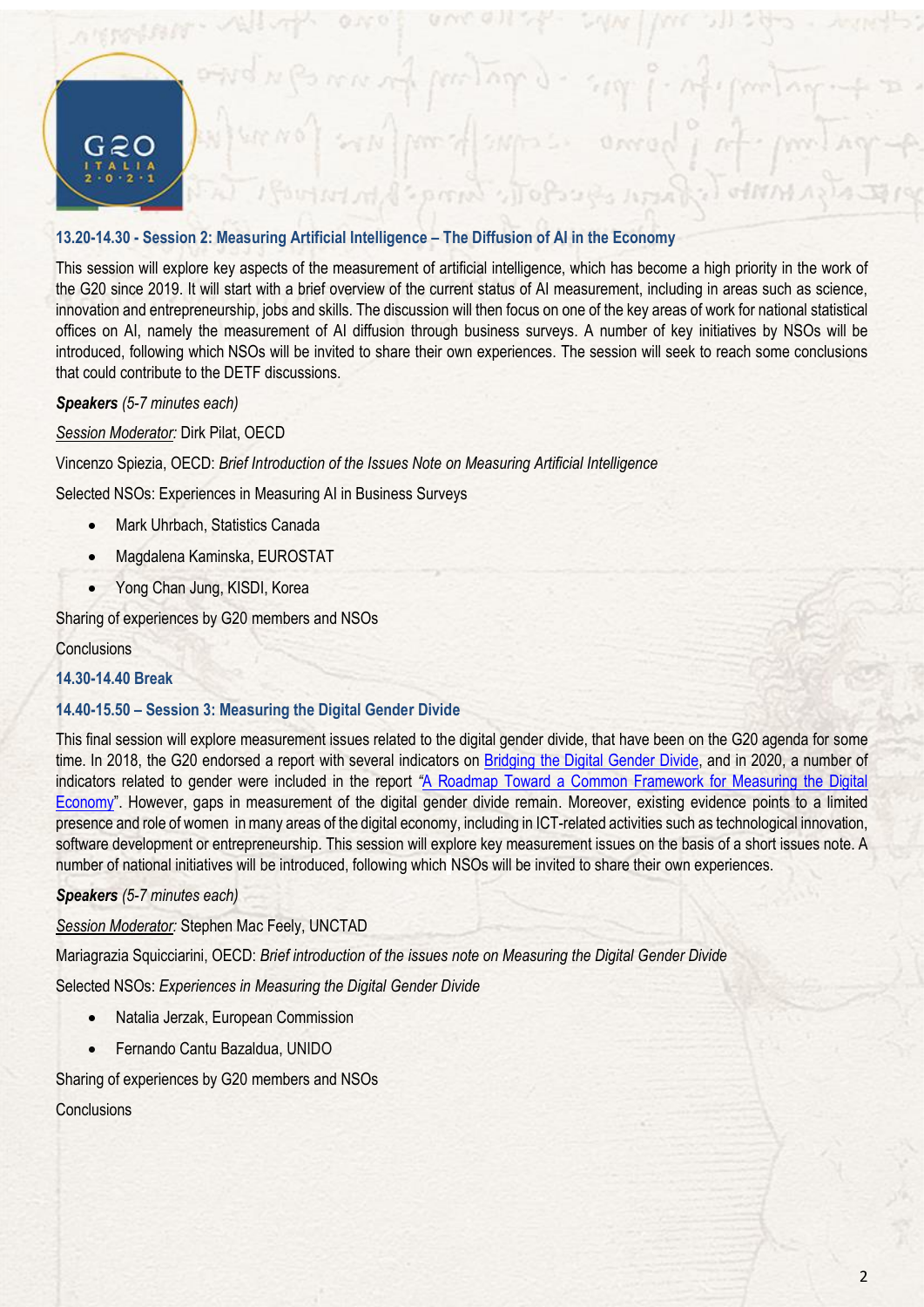### 13.20-14.30 - Session 2: Measuring Artificial Intelligence – The Diffusion of AI in the Economy

This session will explore key aspects of the measurement of artificial intelligence, which has become a high priority in the work of the G20 since 2019. It will start with a brief overview of the current status of AI measurement, including in areas such as science, innovation and entrepreneurship, jobs and skills. The discussion will then focus on one of the key areas of work for national statistical offices on AI, namely the measurement of AI diffusion through business surveys. A number of key initiatives by NSOs will be introduced, following which NSOs will be invited to share their own experiences. The session will seek to reach some conclusions that could contribute to the DETF discussions.

***Speakers*** *(5-7 minutes each)*

*Session Moderator:* Dirk Pilat, OECD

Vincenzo Spiezia, OECD: *Brief Introduction of the Issues Note on Measuring Artificial Intelligence*

Selected NSOs: Experiences in Measuring AI in Business Surveys

- Mark Uhrbach, Statistics Canada
- Magdalena Kaminska, EUROSTAT
- Yong Chan Jung, KISDI, Korea

Sharing of experiences by G20 members and NSOs

Conclusions

### 14.30-14.40 Break

### 14.40-15.50 – Session 3: Measuring the Digital Gender Divide

This final session will explore measurement issues related to the digital gender divide, that have been on the G20 agenda for some time. In 2018, the G20 endorsed a report with several indicators on Bridging the Digital Gender Divide, and in 2020, a number of indicators related to gender were included in the report "A Roadmap Toward a Common Framework for Measuring the Digital Economy". However, gaps in measurement of the digital gender divide remain. Moreover, existing evidence points to a limited presence and role of women in many areas of the digital economy, including in ICT-related activities such as technological innovation, software development or entrepreneurship. This session will explore key measurement issues on the basis of a short issues note. A number of national initiatives will be introduced, following which NSOs will be invited to share their own experiences.

***Speakers*** *(5-7 minutes each)*

*Session Moderator:* Stephen Mac Feely, UNCTAD

Mariagrazia Squicciarini, OECD: *Brief introduction of the issues note on Measuring the Digital Gender Divide*

Selected NSOs: *Experiences in Measuring the Digital Gender Divide*

- Natalia Jerzak, European Commission
- Fernando Cantu Bazaldua, UNIDO

Sharing of experiences by G20 members and NSOs

Conclusions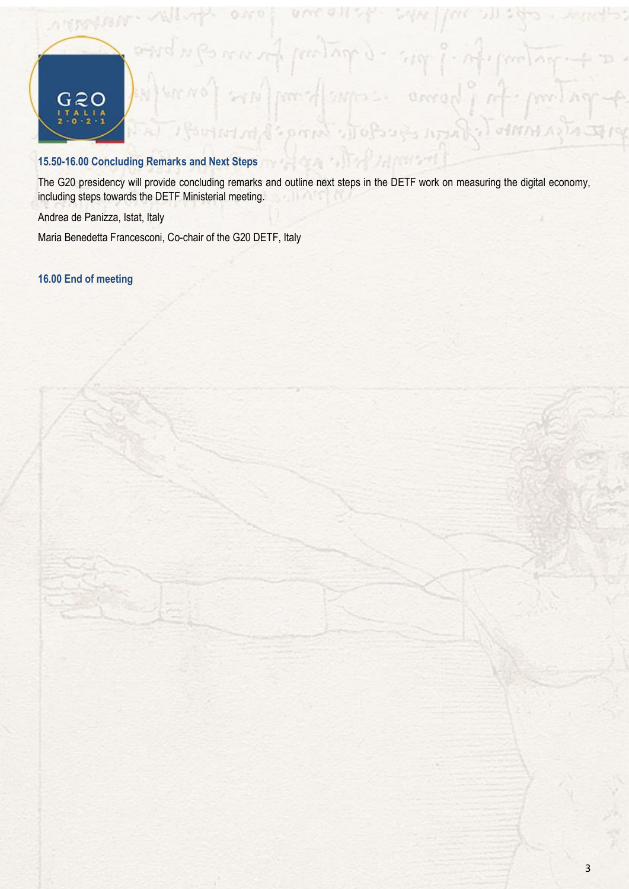### 15.50-16.00 Concluding Remarks and Next Steps

The G20 presidency will provide concluding remarks and outline next steps in the DETF work on measuring the digital economy, including steps towards the DETF Ministerial meeting.

Andrea de Panizza, Istat, Italy

Maria Benedetta Francesconi, Co-chair of the G20 DETF, Italy

### 16.00 End of meeting